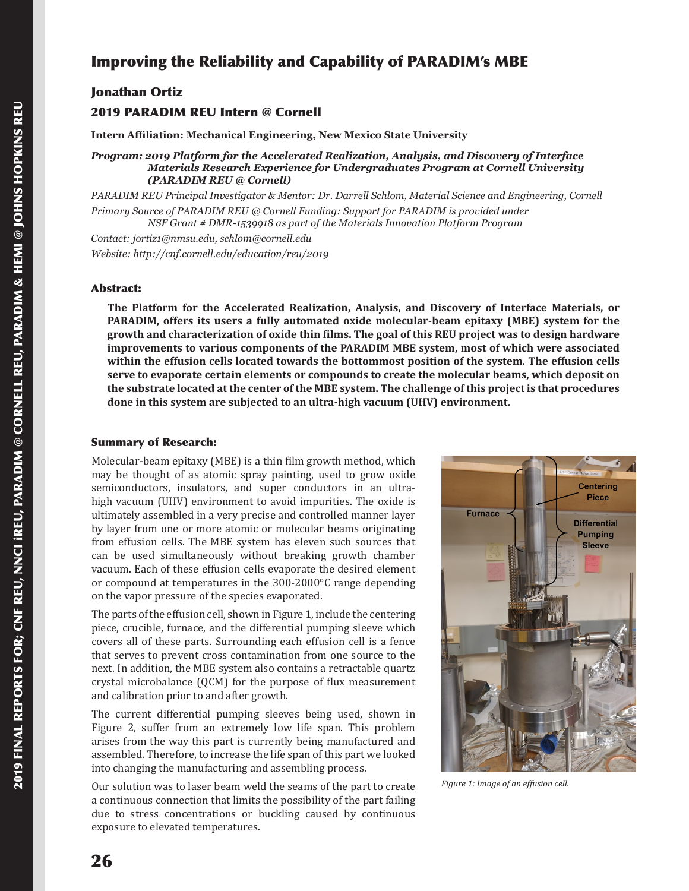# Improving the Reliability and Capability of PARADIM's MBE

## Jonathan Ortiz

## 2019 PARADIM REU Intern @ Cornell

**Intern Affiliation: Mechanical Engineering, New Mexico State University**

***Program: 2019 Platform for the Accelerated Realization, Analysis, and Discovery of Interface Materials Research Experience for Undergraduates Program at Cornell University (PARADIM REU @ Cornell)***

*PARADIM REU Principal Investigator & Mentor: Dr. Darrell Schlom, Material Science and Engineering, Cornell*

*Primary Source of PARADIM REU @ Cornell Funding: Support for PARADIM is provided under NSF Grant # DMR-1539918 as part of the Materials Innovation Platform Program*

*Contact: jortiz1@nmsu.edu, schlom@cornell.edu*

*Website: http://cnf.cornell.edu/education/reu/2019*

### Abstract:

**The Platform for the Accelerated Realization, Analysis, and Discovery of Interface Materials, or PARADIM, offers its users a fully automated oxide molecular-beam epitaxy (MBE) system for the growth and characterization of oxide thin films. The goal of this REU project was to design hardware improvements to various components of the PARADIM MBE system, most of which were associated within the effusion cells located towards the bottommost position of the system. The effusion cells serve to evaporate certain elements or compounds to create the molecular beams, which deposit on the substrate located at the center of the MBE system. The challenge of this project is that procedures done in this system are subjected to an ultra-high vacuum (UHV) environment.**

### Summary of Research:

Molecular-beam epitaxy (MBE) is a thin film growth method, which may be thought of as atomic spray painting, used to grow oxide semiconductors, insulators, and super conductors in an ultra-high vacuum (UHV) environment to avoid impurities. The oxide is ultimately assembled in a very precise and controlled manner layer by layer from one or more atomic or molecular beams originating from effusion cells. The MBE system has eleven such sources that can be used simultaneously without breaking growth chamber vacuum. Each of these effusion cells evaporate the desired element or compound at temperatures in the 300-2000°C range depending on the vapor pressure of the species evaporated.

The parts of the effusion cell, shown in Figure 1, include the centering piece, crucible, furnace, and the differential pumping sleeve which covers all of these parts. Surrounding each effusion cell is a fence that serves to prevent cross contamination from one source to the next. In addition, the MBE system also contains a retractable quartz crystal microbalance (QCM) for the purpose of flux measurement and calibration prior to and after growth.

The current differential pumping sleeves being used, shown in Figure 2, suffer from an extremely low life span. This problem arises from the way this part is currently being manufactured and assembled. Therefore, to increase the life span of this part we looked into changing the manufacturing and assembling process.

Our solution was to laser beam weld the seams of the part to create a continuous connection that limits the possibility of the part failing due to stress concentrations or buckling caused by continuous exposure to elevated temperatures.

*Figure 1: Image of an effusion cell.*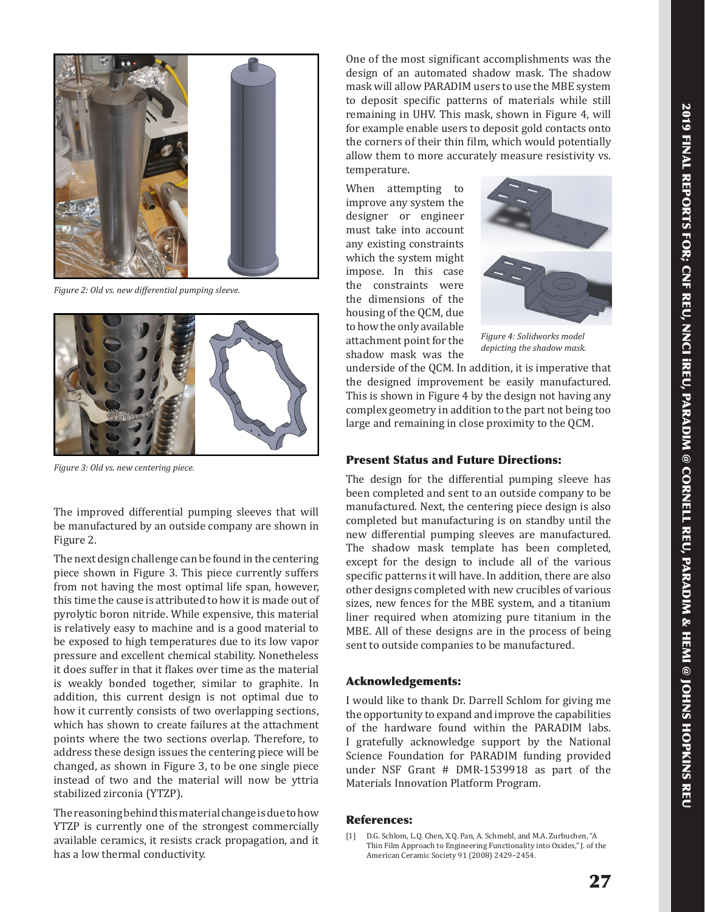*Figure 2: Old vs. new differential pumping sleeve.*

*Figure 3: Old vs. new centering piece.*

The improved differential pumping sleeves that will be manufactured by an outside company are shown in Figure 2.

The next design challenge can be found in the centering piece shown in Figure 3. This piece currently suffers from not having the most optimal life span, however, this time the cause is attributed to how it is made out of pyrolytic boron nitride. While expensive, this material is relatively easy to machine and is a good material to be exposed to high temperatures due to its low vapor pressure and excellent chemical stability. Nonetheless it does suffer in that it flakes over time as the material is weakly bonded together, similar to graphite. In addition, this current design is not optimal due to how it currently consists of two overlapping sections, which has shown to create failures at the attachment points where the two sections overlap. Therefore, to address these design issues the centering piece will be changed, as shown in Figure 3, to be one single piece instead of two and the material will now be yttria stabilized zirconia (YTZP).

The reasoning behind this material change is due to how YTZP is currently one of the strongest commercially available ceramics, it resists crack propagation, and it has a low thermal conductivity.

One of the most significant accomplishments was the design of an automated shadow mask. The shadow mask will allow PARADIM users to use the MBE system to deposit specific patterns of materials while still remaining in UHV. This mask, shown in Figure 4, will for example enable users to deposit gold contacts onto the corners of their thin film, which would potentially allow them to more accurately measure resistivity vs. temperature.

When attempting to improve any system the designer or engineer must take into account any existing constraints which the system might impose. In this case the constraints were the dimensions of the housing of the QCM, due to how the only available attachment point for the shadow mask was the underside of the QCM. In addition, it is imperative that the designed improvement be easily manufactured. This is shown in Figure 4 by the design not having any complex geometry in addition to the part not being too large and remaining in close proximity to the QCM.

*Figure 4: Solidworks model depicting the shadow mask.*

## Present Status and Future Directions:

The design for the differential pumping sleeve has been completed and sent to an outside company to be manufactured. Next, the centering piece design is also completed but manufacturing is on standby until the new differential pumping sleeves are manufactured. The shadow mask template has been completed, except for the design to include all of the various specific patterns it will have. In addition, there are also other designs completed with new crucibles of various sizes, new fences for the MBE system, and a titanium liner required when atomizing pure titanium in the MBE. All of these designs are in the process of being sent to outside companies to be manufactured.

## Acknowledgements:

I would like to thank Dr. Darrell Schlom for giving me the opportunity to expand and improve the capabilities of the hardware found within the PARADIM labs. I gratefully acknowledge support by the National Science Foundation for PARADIM funding provided under NSF Grant # DMR-1539918 as part of the Materials Innovation Platform Program.

## References:

[1] D.G. Schlom, L.Q. Chen, X.Q. Pan, A. Schmehl, and M.A. Zurbuchen, "A Thin Film Approach to Engineering Functionality into Oxides," J. of the American Ceramic Society 91 (2008) 2429–2454.